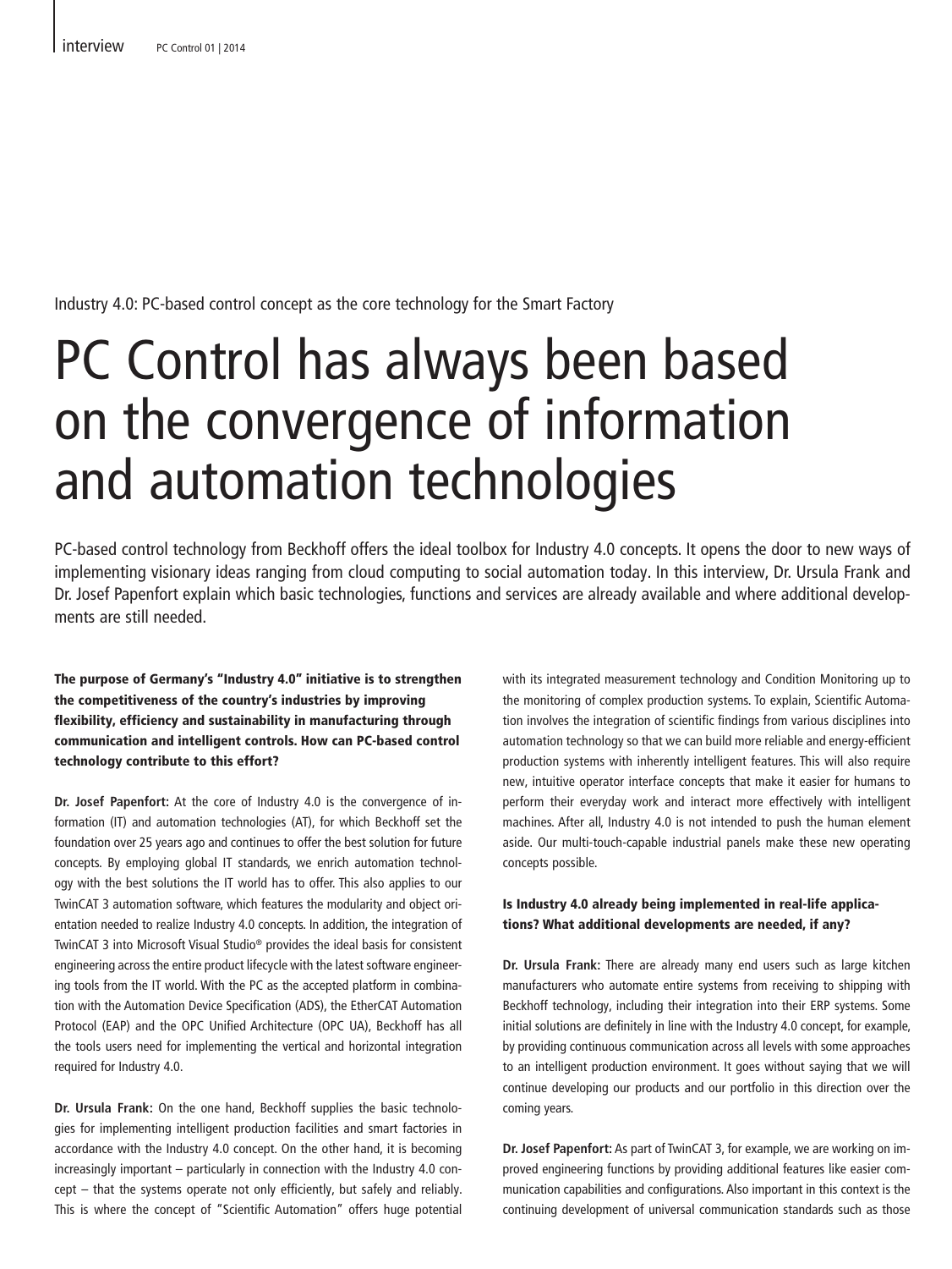Industry 4.0: PC-based control concept as the core technology for the Smart Factory

# PC Control has always been based on the convergence of information and automation technologies

PC-based control technology from Beckhoff offers the ideal toolbox for Industry 4.0 concepts. It opens the door to new ways of implementing visionary ideas ranging from cloud computing to social automation today. In this interview, Dr. Ursula Frank and Dr. Josef Papenfort explain which basic technologies, functions and services are already available and where additional developments are still needed.

**The purpose of Germany's "Industry 4.0" initiative is to strengthen the competitiveness of the country's industries by improving flexibility, efficiency and sustainability in manufacturing through communication and intelligent controls. How can PC-based control technology contribute to this effort?**

**Dr. Josef Papenfort:** At the core of Industry 4.0 is the convergence of information (IT) and automation technologies (AT), for which Beckhoff set the foundation over 25 years ago and continues to offer the best solution for future concepts. By employing global IT standards, we enrich automation technology with the best solutions the IT world has to offer. This also applies to our TwinCAT 3 automation software, which features the modularity and object orientation needed to realize Industry 4.0 concepts. In addition, the integration of TwinCAT 3 into Microsoft Visual Studio® provides the ideal basis for consistent engineering across the entire product lifecycle with the latest software engineering tools from the IT world. With the PC as the accepted platform in combination with the Automation Device Specification (ADS), the EtherCAT Automation Protocol (EAP) and the OPC Unified Architecture (OPC UA), Beckhoff has all the tools users need for implementing the vertical and horizontal integration required for Industry 4.0.

**Dr. Ursula Frank:** On the one hand, Beckhoff supplies the basic technologies for implementing intelligent production facilities and smart factories in accordance with the Industry 4.0 concept. On the other hand, it is becoming increasingly important – particularly in connection with the Industry 4.0 concept – that the systems operate not only efficiently, but safely and reliably. This is where the concept of "Scientific Automation" offers huge potential with its integrated measurement technology and Condition Monitoring up to the monitoring of complex production systems. To explain, Scientific Automation involves the integration of scientific findings from various disciplines into automation technology so that we can build more reliable and energy-efficient production systems with inherently intelligent features. This will also require new, intuitive operator interface concepts that make it easier for humans to perform their everyday work and interact more effectively with intelligent machines. After all, Industry 4.0 is not intended to push the human element aside. Our multi-touch-capable industrial panels make these new operating concepts possible.

**Is Industry 4.0 already being implemented in real-life applications? What additional developments are needed, if any?**

**Dr. Ursula Frank:** There are already many end users such as large kitchen manufacturers who automate entire systems from receiving to shipping with Beckhoff technology, including their integration into their ERP systems. Some initial solutions are definitely in line with the Industry 4.0 concept, for example, by providing continuous communication across all levels with some approaches to an intelligent production environment. It goes without saying that we will continue developing our products and our portfolio in this direction over the coming years.

**Dr. Josef Papenfort:** As part of TwinCAT 3, for example, we are working on improved engineering functions by providing additional features like easier communication capabilities and configurations. Also important in this context is the continuing development of universal communication standards such as those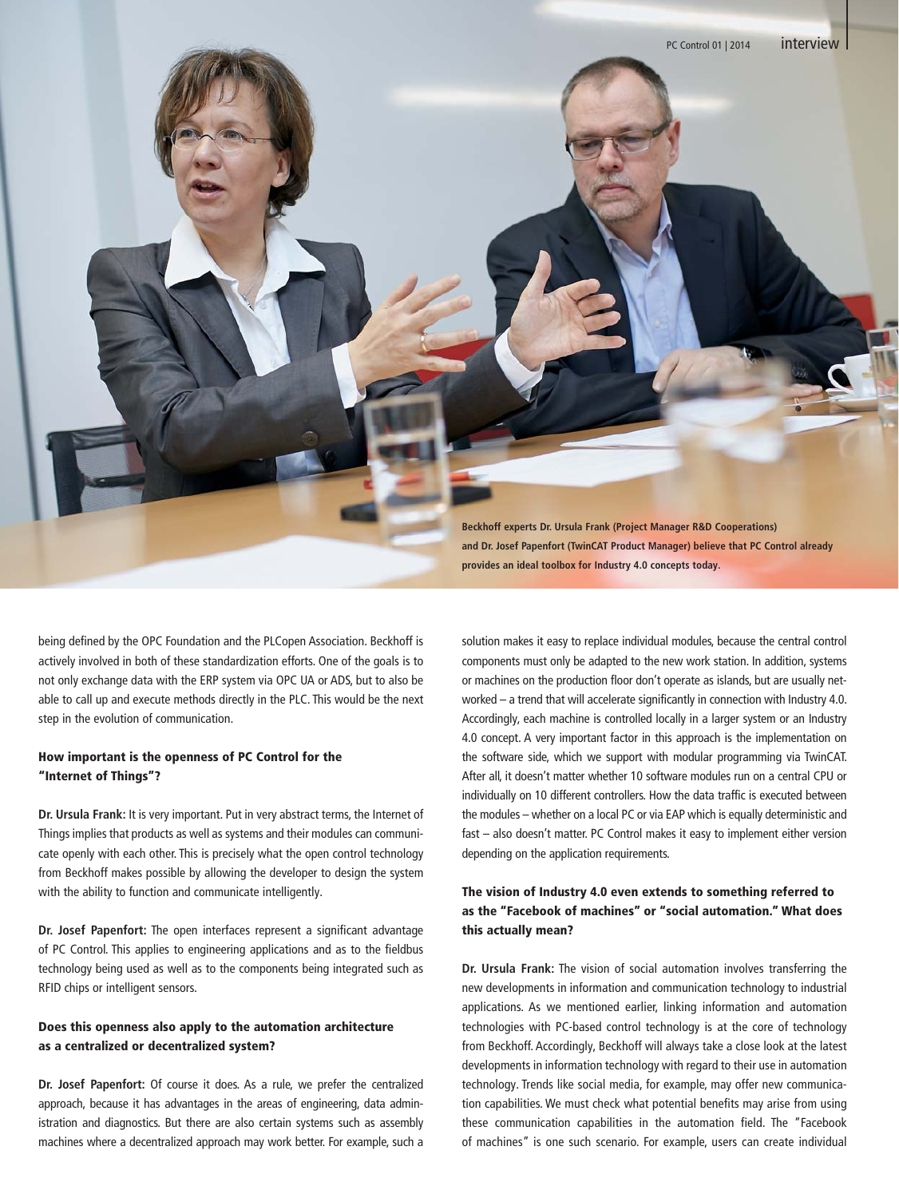Beckhoff experts Dr. Ursula Frank (Project Manager R&D Cooperations) and Dr. Josef Papenfort (TwinCAT Product Manager) believe that PC Control already provides an ideal toolbox for Industry 4.0 concepts today.

being defined by the OPC Foundation and the PLCopen Association. Beckhoff is actively involved in both of these standardization efforts. One of the goals is to not only exchange data with the ERP system via OPC UA or ADS, but to also be able to call up and execute methods directly in the PLC. This would be the next step in the evolution of communication.

### How important is the openness of PC Control for the "Internet of Things"?

**Dr. Ursula Frank:** It is very important. Put in very abstract terms, the Internet of Things implies that products as well as systems and their modules can communicate openly with each other. This is precisely what the open control technology from Beckhoff makes possible by allowing the developer to design the system with the ability to function and communicate intelligently.

**Dr. Josef Papenfort:** The open interfaces represent a significant advantage of PC Control. This applies to engineering applications and as to the fieldbus technology being used as well as to the components being integrated such as RFID chips or intelligent sensors.

### Does this openness also apply to the automation architecture as a centralized or decentralized system?

**Dr. Josef Papenfort:** Of course it does. As a rule, we prefer the centralized approach, because it has advantages in the areas of engineering, data administration and diagnostics. But there are also certain systems such as assembly machines where a decentralized approach may work better. For example, such a solution makes it easy to replace individual modules, because the central control components must only be adapted to the new work station. In addition, systems or machines on the production floor don't operate as islands, but are usually networked – a trend that will accelerate significantly in connection with Industry 4.0. Accordingly, each machine is controlled locally in a larger system or an Industry 4.0 concept. A very important factor in this approach is the implementation on the software side, which we support with modular programming via TwinCAT. After all, it doesn't matter whether 10 software modules run on a central CPU or individually on 10 different controllers. How the data traffic is executed between the modules – whether on a local PC or via EAP which is equally deterministic and fast – also doesn't matter. PC Control makes it easy to implement either version depending on the application requirements.

### The vision of Industry 4.0 even extends to something referred to as the "Facebook of machines" or "social automation." What does this actually mean?

**Dr. Ursula Frank:** The vision of social automation involves transferring the new developments in information and communication technology to industrial applications. As we mentioned earlier, linking information and automation technologies with PC-based control technology is at the core of technology from Beckhoff. Accordingly, Beckhoff will always take a close look at the latest developments in information technology with regard to their use in automation technology. Trends like social media, for example, may offer new communication capabilities. We must check what potential benefits may arise from using these communication capabilities in the automation field. The "Facebook of machines" is one such scenario. For example, users can create individual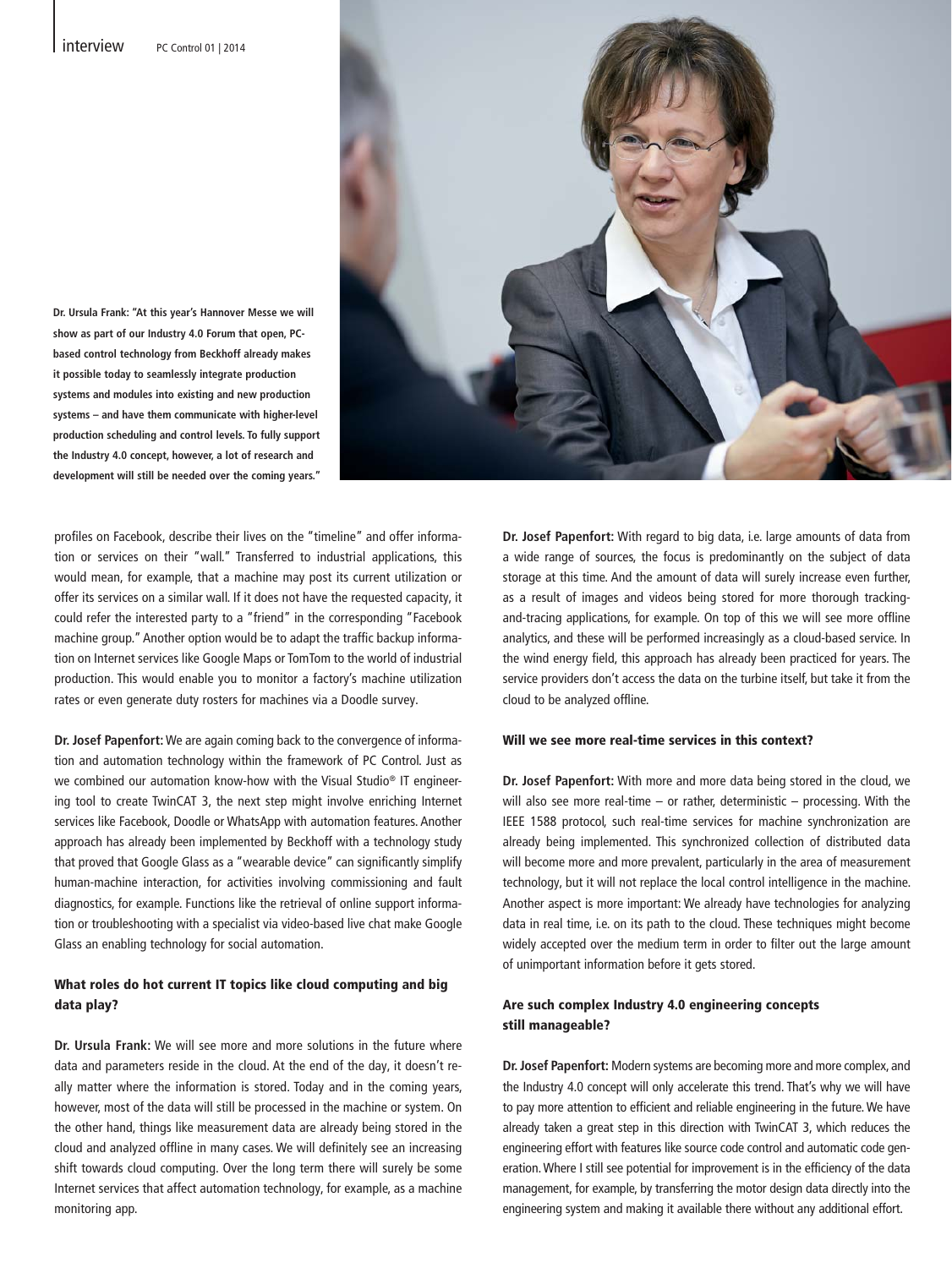**Dr. Ursula Frank: "At this year's Hannover Messe we will show as part of our Industry 4.0 Forum that open, PC-based control technology from Beckhoff already makes it possible today to seamlessly integrate production systems and modules into existing and new production systems – and have them communicate with higher-level production scheduling and control levels. To fully support the Industry 4.0 concept, however, a lot of research and development will still be needed over the coming years."**

profiles on Facebook, describe their lives on the "timeline" and offer information or services on their "wall." Transferred to industrial applications, this would mean, for example, that a machine may post its current utilization or offer its services on a similar wall. If it does not have the requested capacity, it could refer the interested party to a "friend" in the corresponding "Facebook machine group." Another option would be to adapt the traffic backup information on Internet services like Google Maps or TomTom to the world of industrial production. This would enable you to monitor a factory's machine utilization rates or even generate duty rosters for machines via a Doodle survey.

**Dr. Josef Papenfort:** We are again coming back to the convergence of information and automation technology within the framework of PC Control. Just as we combined our automation know-how with the Visual Studio® IT engineering tool to create TwinCAT 3, the next step might involve enriching Internet services like Facebook, Doodle or WhatsApp with automation features. Another approach has already been implemented by Beckhoff with a technology study that proved that Google Glass as a "wearable device" can significantly simplify human-machine interaction, for activities involving commissioning and fault diagnostics, for example. Functions like the retrieval of online support information or troubleshooting with a specialist via video-based live chat make Google Glass an enabling technology for social automation.

### What roles do hot current IT topics like cloud computing and big data play?

**Dr. Ursula Frank:** We will see more and more solutions in the future where data and parameters reside in the cloud. At the end of the day, it doesn't really matter where the information is stored. Today and in the coming years, however, most of the data will still be processed in the machine or system. On the other hand, things like measurement data are already being stored in the cloud and analyzed offline in many cases. We will definitely see an increasing shift towards cloud computing. Over the long term there will surely be some Internet services that affect automation technology, for example, as a machine monitoring app.

**Dr. Josef Papenfort:** With regard to big data, i.e. large amounts of data from a wide range of sources, the focus is predominantly on the subject of data storage at this time. And the amount of data will surely increase even further, as a result of images and videos being stored for more thorough tracking-and-tracing applications, for example. On top of this we will see more offline analytics, and these will be performed increasingly as a cloud-based service. In the wind energy field, this approach has already been practiced for years. The service providers don't access the data on the turbine itself, but take it from the cloud to be analyzed offline.

### Will we see more real-time services in this context?

**Dr. Josef Papenfort:** With more and more data being stored in the cloud, we will also see more real-time – or rather, deterministic – processing. With the IEEE 1588 protocol, such real-time services for machine synchronization are already being implemented. This synchronized collection of distributed data will become more and more prevalent, particularly in the area of measurement technology, but it will not replace the local control intelligence in the machine. Another aspect is more important: We already have technologies for analyzing data in real time, i.e. on its path to the cloud. These techniques might become widely accepted over the medium term in order to filter out the large amount of unimportant information before it gets stored.

### Are such complex Industry 4.0 engineering concepts still manageable?

**Dr. Josef Papenfort:** Modern systems are becoming more and more complex, and the Industry 4.0 concept will only accelerate this trend. That's why we will have to pay more attention to efficient and reliable engineering in the future. We have already taken a great step in this direction with TwinCAT 3, which reduces the engineering effort with features like source code control and automatic code generation. Where I still see potential for improvement is in the efficiency of the data management, for example, by transferring the motor design data directly into the engineering system and making it available there without any additional effort.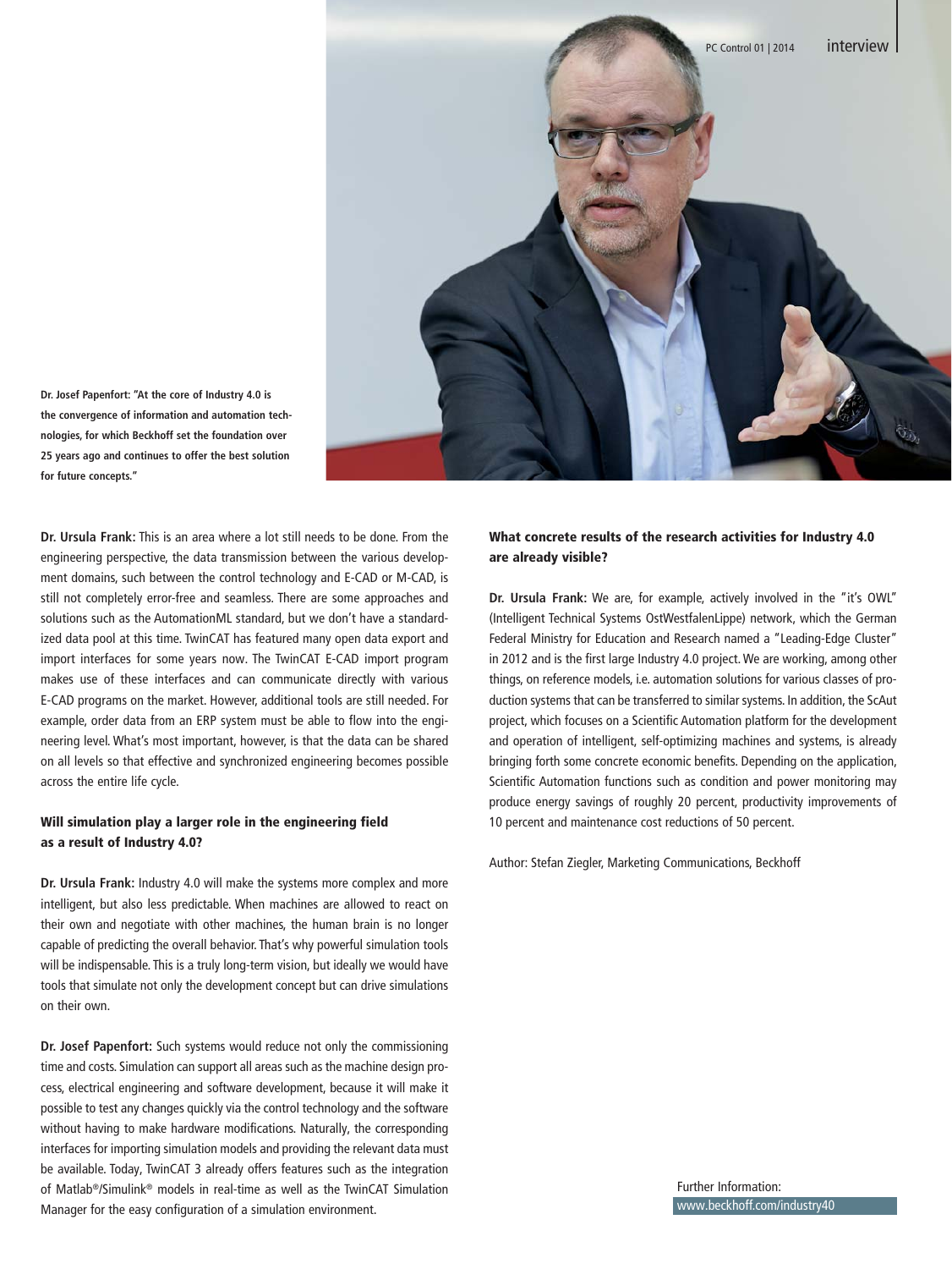**Dr. Josef Papenfort: "At the core of Industry 4.0 is the convergence of information and automation technologies, for which Beckhoff set the foundation over 25 years ago and continues to offer the best solution for future concepts."**

**Dr. Ursula Frank:** This is an area where a lot still needs to be done. From the engineering perspective, the data transmission between the various development domains, such between the control technology and E-CAD or M-CAD, is still not completely error-free and seamless. There are some approaches and solutions such as the AutomationML standard, but we don't have a standardized data pool at this time. TwinCAT has featured many open data export and import interfaces for some years now. The TwinCAT E-CAD import program makes use of these interfaces and can communicate directly with various E-CAD programs on the market. However, additional tools are still needed. For example, order data from an ERP system must be able to flow into the engineering level. What's most important, however, is that the data can be shared on all levels so that effective and synchronized engineering becomes possible across the entire life cycle.

### Will simulation play a larger role in the engineering field as a result of Industry 4.0?

**Dr. Ursula Frank:** Industry 4.0 will make the systems more complex and more intelligent, but also less predictable. When machines are allowed to react on their own and negotiate with other machines, the human brain is no longer capable of predicting the overall behavior. That's why powerful simulation tools will be indispensable. This is a truly long-term vision, but ideally we would have tools that simulate not only the development concept but can drive simulations on their own.

**Dr. Josef Papenfort:** Such systems would reduce not only the commissioning time and costs. Simulation can support all areas such as the machine design process, electrical engineering and software development, because it will make it possible to test any changes quickly via the control technology and the software without having to make hardware modifications. Naturally, the corresponding interfaces for importing simulation models and providing the relevant data must be available. Today, TwinCAT 3 already offers features such as the integration of Matlab®/Simulink® models in real-time as well as the TwinCAT Simulation Manager for the easy configuration of a simulation environment.

### What concrete results of the research activities for Industry 4.0 are already visible?

**Dr. Ursula Frank:** We are, for example, actively involved in the "it's OWL" (Intelligent Technical Systems OstWestfalenLippe) network, which the German Federal Ministry for Education and Research named a "Leading-Edge Cluster" in 2012 and is the first large Industry 4.0 project. We are working, among other things, on reference models, i.e. automation solutions for various classes of production systems that can be transferred to similar systems. In addition, the ScAut project, which focuses on a Scientific Automation platform for the development and operation of intelligent, self-optimizing machines and systems, is already bringing forth some concrete economic benefits. Depending on the application, Scientific Automation functions such as condition and power monitoring may produce energy savings of roughly 20 percent, productivity improvements of 10 percent and maintenance cost reductions of 50 percent.

Author: Stefan Ziegler, Marketing Communications, Beckhoff

Further Information:
www.beckhoff.com/industry40